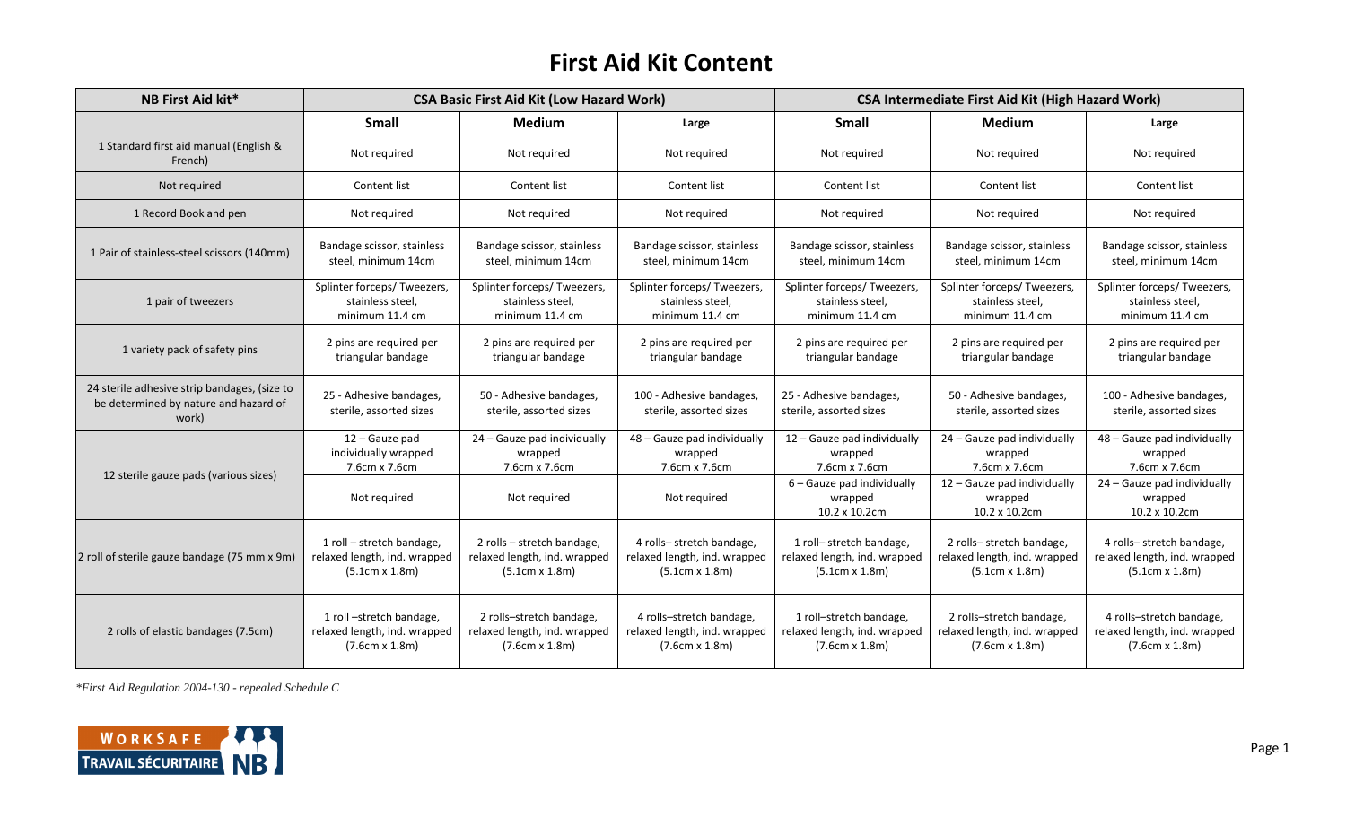# First Aid Kit Content

| NB First Aid kit* | CSA Basic First Aid Kit (Low Hazard Work) | | | CSA Intermediate First Aid Kit (High Hazard Work) | | |
|---|---|---|---|---|---|---|
| | **Small** | **Medium** | **Large** | **Small** | **Medium** | **Large** |
| 1 Standard first aid manual (English & French) | Not required | Not required | Not required | Not required | Not required | Not required |
| Not required | Content list | Content list | Content list | Content list | Content list | Content list |
| 1 Record Book and pen | Not required | Not required | Not required | Not required | Not required | Not required |
| 1 Pair of stainless-steel scissors (140mm) | Bandage scissor, stainless steel, minimum 14cm | Bandage scissor, stainless steel, minimum 14cm | Bandage scissor, stainless steel, minimum 14cm | Bandage scissor, stainless steel, minimum 14cm | Bandage scissor, stainless steel, minimum 14cm | Bandage scissor, stainless steel, minimum 14cm |
| 1 pair of tweezers | Splinter forceps/ Tweezers, stainless steel, minimum 11.4 cm | Splinter forceps/ Tweezers, stainless steel, minimum 11.4 cm | Splinter forceps/ Tweezers, stainless steel, minimum 11.4 cm | Splinter forceps/ Tweezers, stainless steel, minimum 11.4 cm | Splinter forceps/ Tweezers, stainless steel, minimum 11.4 cm | Splinter forceps/ Tweezers, stainless steel, minimum 11.4 cm |
| 1 variety pack of safety pins | 2 pins are required per triangular bandage | 2 pins are required per triangular bandage | 2 pins are required per triangular bandage | 2 pins are required per triangular bandage | 2 pins are required per triangular bandage | 2 pins are required per triangular bandage |
| 24 sterile adhesive strip bandages, (size to be determined by nature and hazard of work) | 25 - Adhesive bandages, sterile, assorted sizes | 50 - Adhesive bandages, sterile, assorted sizes | 100 - Adhesive bandages, sterile, assorted sizes | 25 - Adhesive bandages, sterile, assorted sizes | 50 - Adhesive bandages, sterile, assorted sizes | 100 - Adhesive bandages, sterile, assorted sizes |
| 12 sterile gauze pads (various sizes) | 12 – Gauze pad individually wrapped 7.6cm x 7.6cm | 24 – Gauze pad individually wrapped 7.6cm x 7.6cm | 48 – Gauze pad individually wrapped 7.6cm x 7.6cm | 12 – Gauze pad individually wrapped 7.6cm x 7.6cm | 24 – Gauze pad individually wrapped 7.6cm x 7.6cm | 48 – Gauze pad individually wrapped 7.6cm x 7.6cm |
| | Not required | Not required | Not required | 6 – Gauze pad individually wrapped 10.2 x 10.2cm | 12 – Gauze pad individually wrapped 10.2 x 10.2cm | 24 – Gauze pad individually wrapped 10.2 x 10.2cm |
| 2 roll of sterile gauze bandage (75 mm x 9m) | 1 roll – stretch bandage, relaxed length, ind. wrapped (5.1cm x 1.8m) | 2 rolls – stretch bandage, relaxed length, ind. wrapped (5.1cm x 1.8m) | 4 rolls– stretch bandage, relaxed length, ind. wrapped (5.1cm x 1.8m) | 1 roll– stretch bandage, relaxed length, ind. wrapped (5.1cm x 1.8m) | 2 rolls– stretch bandage, relaxed length, ind. wrapped (5.1cm x 1.8m) | 4 rolls– stretch bandage, relaxed length, ind. wrapped (5.1cm x 1.8m) |
| 2 rolls of elastic bandages (7.5cm) | 1 roll –stretch bandage, relaxed length, ind. wrapped (7.6cm x 1.8m) | 2 rolls–stretch bandage, relaxed length, ind. wrapped (7.6cm x 1.8m) | 4 rolls–stretch bandage, relaxed length, ind. wrapped (7.6cm x 1.8m) | 1 roll–stretch bandage, relaxed length, ind. wrapped (7.6cm x 1.8m) | 2 rolls–stretch bandage, relaxed length, ind. wrapped (7.6cm x 1.8m) | 4 rolls–stretch bandage, relaxed length, ind. wrapped (7.6cm x 1.8m) |

*\*First Aid Regulation 2004-130 - repealed Schedule C*

WORKSAFE TRAVAIL SÉCURITAIRE NB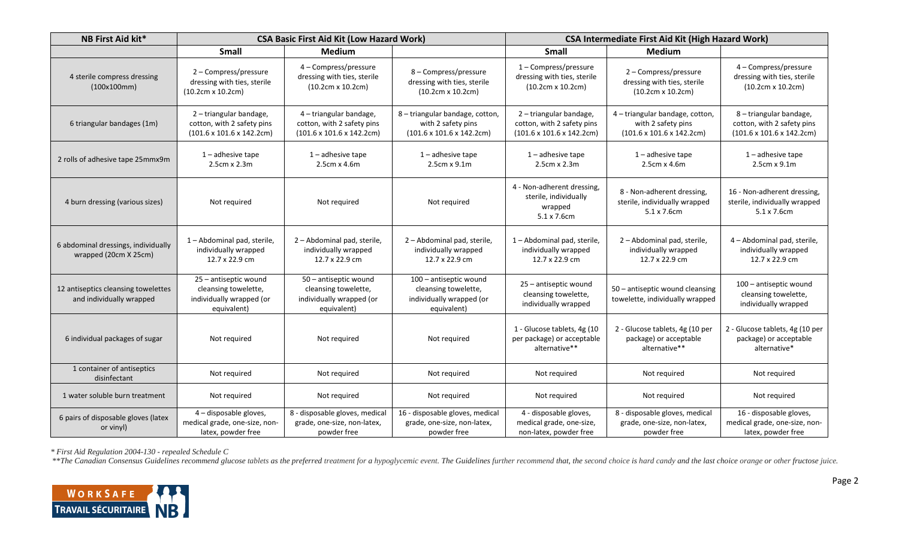| NB First Aid kit* | CSA Basic First Aid Kit (Low Hazard Work) | | | CSA Intermediate First Aid Kit (High Hazard Work) | | |
|---|---|---|---|---|---|---|
| | **Small** | **Medium** | | **Small** | **Medium** | |
| 4 sterile compress dressing (100x100mm) | 2 – Compress/pressure dressing with ties, sterile (10.2cm x 10.2cm) | 4 – Compress/pressure dressing with ties, sterile (10.2cm x 10.2cm) | 8 – Compress/pressure dressing with ties, sterile (10.2cm x 10.2cm) | 1 – Compress/pressure dressing with ties, sterile (10.2cm x 10.2cm) | 2 – Compress/pressure dressing with ties, sterile (10.2cm x 10.2cm) | 4 – Compress/pressure dressing with ties, sterile (10.2cm x 10.2cm) |
| 6 triangular bandages (1m) | 2 – triangular bandage, cotton, with 2 safety pins (101.6 x 101.6 x 142.2cm) | 4 – triangular bandage, cotton, with 2 safety pins (101.6 x 101.6 x 142.2cm) | 8 – triangular bandage, cotton, with 2 safety pins (101.6 x 101.6 x 142.2cm) | 2 – triangular bandage, cotton, with 2 safety pins (101.6 x 101.6 x 142.2cm) | 4 – triangular bandage, cotton, with 2 safety pins (101.6 x 101.6 x 142.2cm) | 8 – triangular bandage, cotton, with 2 safety pins (101.6 x 101.6 x 142.2cm) |
| 2 rolls of adhesive tape 25mmx9m | 1 – adhesive tape 2.5cm x 2.3m | 1 – adhesive tape 2.5cm x 4.6m | 1 – adhesive tape 2.5cm x 9.1m | 1 – adhesive tape 2.5cm x 2.3m | 1 – adhesive tape 2.5cm x 4.6m | 1 – adhesive tape 2.5cm x 9.1m |
| 4 burn dressing (various sizes) | Not required | Not required | Not required | 4 - Non-adherent dressing, sterile, individually wrapped 5.1 x 7.6cm | 8 - Non-adherent dressing, sterile, individually wrapped 5.1 x 7.6cm | 16 - Non-adherent dressing, sterile, individually wrapped 5.1 x 7.6cm |
| 6 abdominal dressings, individually wrapped (20cm X 25cm) | 1 – Abdominal pad, sterile, individually wrapped 12.7 x 22.9 cm | 2 – Abdominal pad, sterile, individually wrapped 12.7 x 22.9 cm | 2 – Abdominal pad, sterile, individually wrapped 12.7 x 22.9 cm | 1 – Abdominal pad, sterile, individually wrapped 12.7 x 22.9 cm | 2 – Abdominal pad, sterile, individually wrapped 12.7 x 22.9 cm | 4 – Abdominal pad, sterile, individually wrapped 12.7 x 22.9 cm |
| 12 antiseptics cleansing towelettes and individually wrapped | 25 – antiseptic wound cleansing towelette, individually wrapped (or equivalent) | 50 – antiseptic wound cleansing towelette, individually wrapped (or equivalent) | 100 – antiseptic wound cleansing towelette, individually wrapped (or equivalent) | 25 – antiseptic wound cleansing towelette, individually wrapped | 50 – antiseptic wound cleansing towelette, individually wrapped | 100 – antiseptic wound cleansing towelette, individually wrapped |
| 6 individual packages of sugar | Not required | Not required | Not required | 1 - Glucose tablets, 4g (10 per package) or acceptable alternative** | 2 - Glucose tablets, 4g (10 per package) or acceptable alternative** | 2 - Glucose tablets, 4g (10 per package) or acceptable alternative* |
| 1 container of antiseptics disinfectant | Not required | Not required | Not required | Not required | Not required | Not required |
| 1 water soluble burn treatment | Not required | Not required | Not required | Not required | Not required | Not required |
| 6 pairs of disposable gloves (latex or vinyl) | 4 – disposable gloves, medical grade, one-size, non-latex, powder free | 8 - disposable gloves, medical grade, one-size, non-latex, powder free | 16 - disposable gloves, medical grade, one-size, non-latex, powder free | 4 - disposable gloves, medical grade, one-size, non-latex, powder free | 8 - disposable gloves, medical grade, one-size, non-latex, powder free | 16 - disposable gloves, medical grade, one-size, non-latex, powder free |

*\* First Aid Regulation 2004-130 - repealed Schedule C*

*\*\*The Canadian Consensus Guidelines recommend glucose tablets as the preferred treatment for a hypoglycemic event. The Guidelines further recommend that, the second choice is hard candy and the last choice orange or other fructose juice.*

WORKSAFE TRAVAIL SÉCURITAIRE NB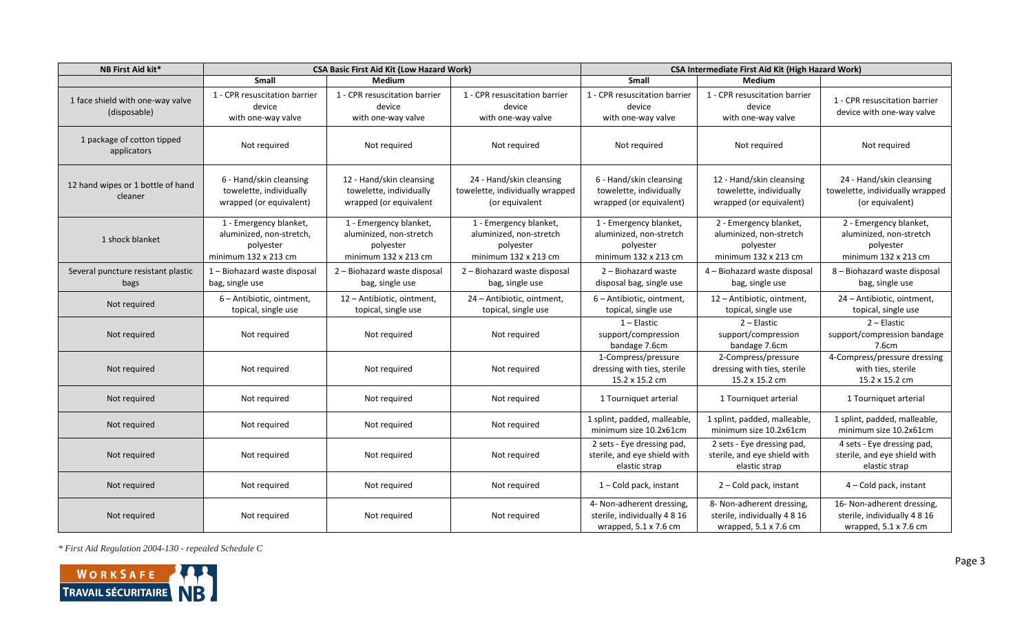| NB First Aid kit* | CSA Basic First Aid Kit (Low Hazard Work) | | | CSA Intermediate First Aid Kit (High Hazard Work) | | |
|---|---|---|---|---|---|---|
| | Small | Medium | | Small | Medium | |
| 1 face shield with one-way valve (disposable) | 1 - CPR resuscitation barrier device with one-way valve | 1 - CPR resuscitation barrier device with one-way valve | 1 - CPR resuscitation barrier device with one-way valve | 1 - CPR resuscitation barrier device with one-way valve | 1 - CPR resuscitation barrier device with one-way valve | 1 - CPR resuscitation barrier device with one-way valve |
| 1 package of cotton tipped applicators | Not required | Not required | Not required | Not required | Not required | Not required |
| 12 hand wipes or 1 bottle of hand cleaner | 6 - Hand/skin cleansing towelette, individually wrapped (or equivalent) | 12 - Hand/skin cleansing towelette, individually wrapped (or equivalent | 24 - Hand/skin cleansing towelette, individually wrapped (or equivalent | 6 - Hand/skin cleansing towelette, individually wrapped (or equivalent) | 12 - Hand/skin cleansing towelette, individually wrapped (or equivalent) | 24 - Hand/skin cleansing towelette, individually wrapped (or equivalent) |
| 1 shock blanket | 1 - Emergency blanket, aluminized, non-stretch, polyester minimum 132 x 213 cm | 1 - Emergency blanket, aluminized, non-stretch polyester minimum 132 x 213 cm | 1 - Emergency blanket, aluminized, non-stretch polyester minimum 132 x 213 cm | 1 - Emergency blanket, aluminized, non-stretch polyester minimum 132 x 213 cm | 2 - Emergency blanket, aluminized, non-stretch polyester minimum 132 x 213 cm | 2 - Emergency blanket, aluminized, non-stretch polyester minimum 132 x 213 cm |
| Several puncture resistant plastic bags | 1 – Biohazard waste disposal bag, single use | 2 – Biohazard waste disposal bag, single use | 2 – Biohazard waste disposal bag, single use | 2 – Biohazard waste disposal bag, single use | 4 – Biohazard waste disposal bag, single use | 8 – Biohazard waste disposal bag, single use |
| Not required | 6 – Antibiotic, ointment, topical, single use | 12 – Antibiotic, ointment, topical, single use | 24 – Antibiotic, ointment, topical, single use | 6 – Antibiotic, ointment, topical, single use | 12 – Antibiotic, ointment, topical, single use | 24 – Antibiotic, ointment, topical, single use |
| Not required | Not required | Not required | Not required | 1 – Elastic support/compression bandage 7.6cm | 2 – Elastic support/compression bandage 7.6cm | 2 – Elastic support/compression bandage 7.6cm |
| Not required | Not required | Not required | Not required | 1-Compress/pressure dressing with ties, sterile 15.2 x 15.2 cm | 2-Compress/pressure dressing with ties, sterile 15.2 x 15.2 cm | 4-Compress/pressure dressing with ties, sterile 15.2 x 15.2 cm |
| Not required | Not required | Not required | Not required | 1 Tourniquet arterial | 1 Tourniquet arterial | 1 Tourniquet arterial |
| Not required | Not required | Not required | Not required | 1 splint, padded, malleable, minimum size 10.2x61cm | 1 splint, padded, malleable, minimum size 10.2x61cm | 1 splint, padded, malleable, minimum size 10.2x61cm |
| Not required | Not required | Not required | Not required | 2 sets - Eye dressing pad, sterile, and eye shield with elastic strap | 2 sets - Eye dressing pad, sterile, and eye shield with elastic strap | 4 sets - Eye dressing pad, sterile, and eye shield with elastic strap |
| Not required | Not required | Not required | Not required | 1 – Cold pack, instant | 2 – Cold pack, instant | 4 – Cold pack, instant |
| Not required | Not required | Not required | Not required | 4- Non-adherent dressing, sterile, individually 4 8 16 wrapped, 5.1 x 7.6 cm | 8- Non-adherent dressing, sterile, individually 4 8 16 wrapped, 5.1 x 7.6 cm | 16- Non-adherent dressing, sterile, individually 4 8 16 wrapped, 5.1 x 7.6 cm |

*\* First Aid Regulation 2004-130 - repealed Schedule C*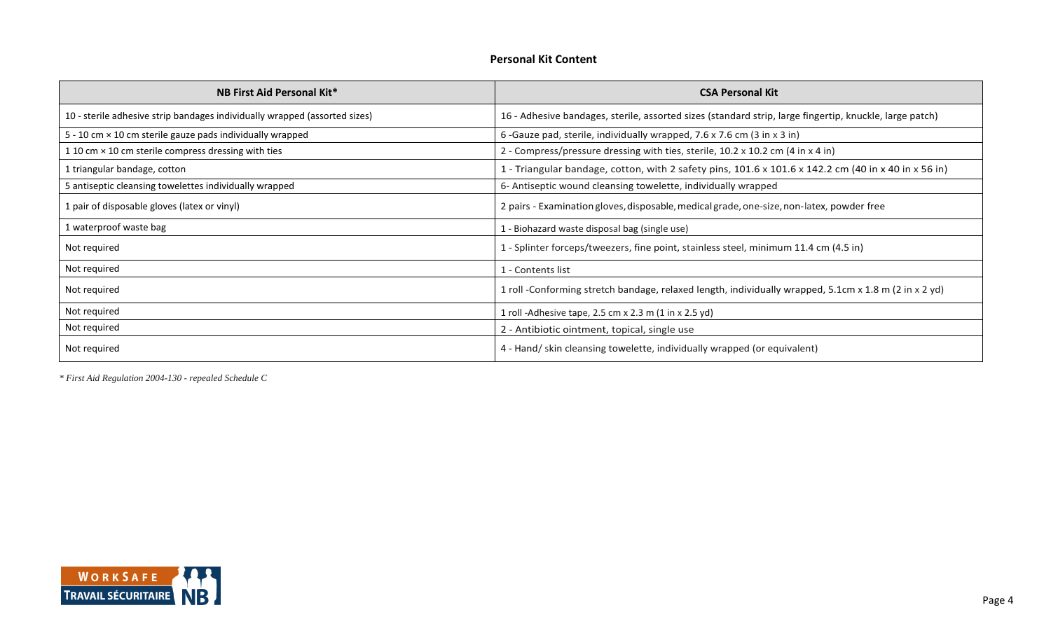**Personal Kit Content**

| NB First Aid Personal Kit* | CSA Personal Kit |
|---|---|
| 10 - sterile adhesive strip bandages individually wrapped (assorted sizes) | 16 - Adhesive bandages, sterile, assorted sizes (standard strip, large fingertip, knuckle, large patch) |
| 5 - 10 cm × 10 cm sterile gauze pads individually wrapped | 6 -Gauze pad, sterile, individually wrapped, 7.6 x 7.6 cm (3 in x 3 in) |
| 1 10 cm × 10 cm sterile compress dressing with ties | 2 - Compress/pressure dressing with ties, sterile, 10.2 x 10.2 cm (4 in x 4 in) |
| 1 triangular bandage, cotton | 1 - Triangular bandage, cotton, with 2 safety pins, 101.6 x 101.6 x 142.2 cm (40 in x 40 in x 56 in) |
| 5 antiseptic cleansing towelettes individually wrapped | 6- Antiseptic wound cleansing towelette, individually wrapped |
| 1 pair of disposable gloves (latex or vinyl) | 2 pairs - Examination gloves, disposable, medical grade, one-size, non-latex, powder free |
| 1 waterproof waste bag | 1 - Biohazard waste disposal bag (single use) |
| Not required | 1 - Splinter forceps/tweezers, fine point, stainless steel, minimum 11.4 cm (4.5 in) |
| Not required | 1 - Contents list |
| Not required | 1 roll -Conforming stretch bandage, relaxed length, individually wrapped, 5.1cm x 1.8 m (2 in x 2 yd) |
| Not required | 1 roll -Adhesive tape, 2.5 cm x 2.3 m (1 in x 2.5 yd) |
| Not required | 2 - Antibiotic ointment, topical, single use |
| Not required | 4 - Hand/ skin cleansing towelette, individually wrapped (or equivalent) |

*\* First Aid Regulation 2004-130 - repealed Schedule C*